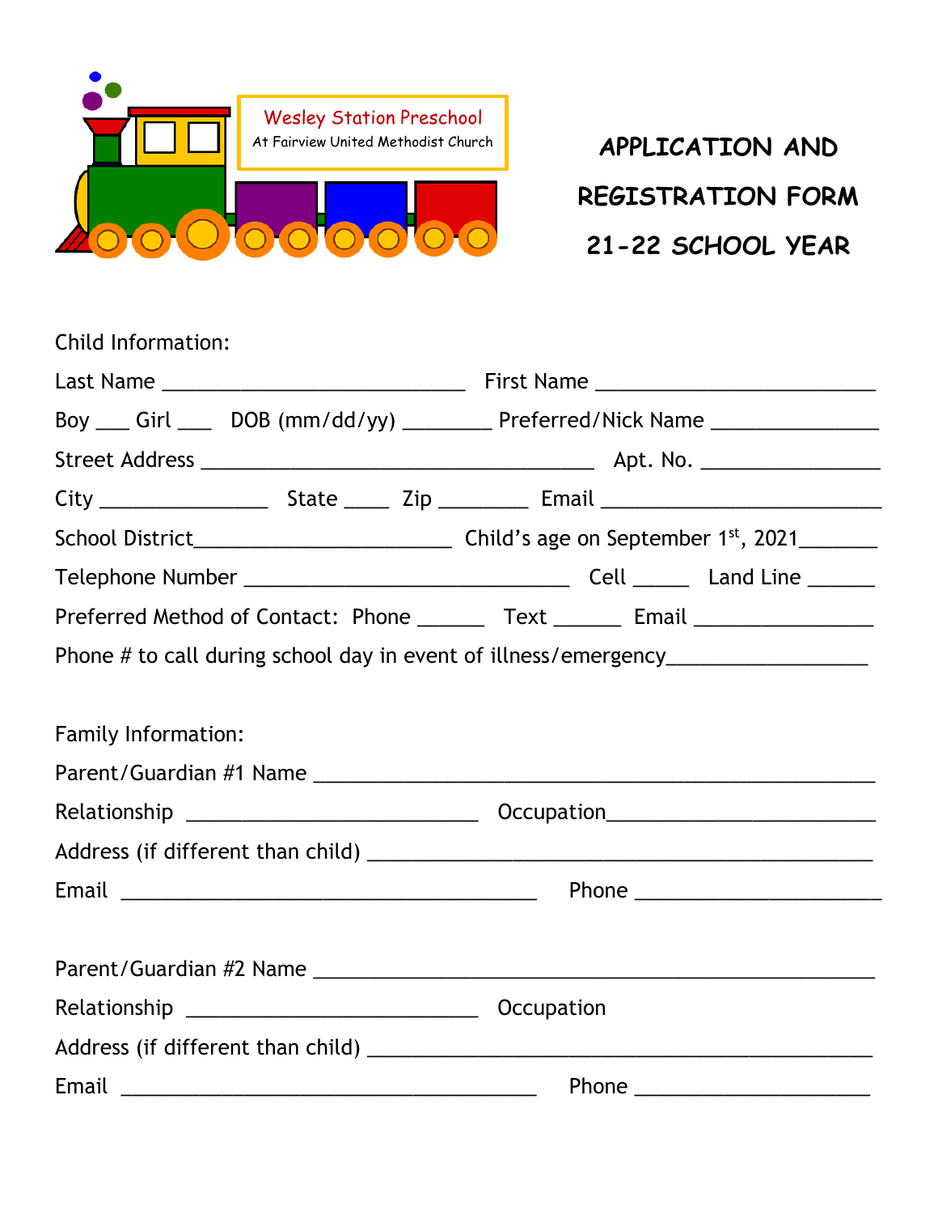Wesley Station Preschool
At Fairview United Methodist Church

# APPLICATION AND REGISTRATION FORM 21-22 SCHOOL YEAR

Child Information:

Last Name ____________________________ First Name __________________________

Boy ___ Girl ___ DOB (mm/dd/yy) ________ Preferred/Nick Name _______________

Street Address ____________________________________ Apt. No. ________________

City _______________ State ____ Zip ________ Email __________________________

School District_______________________ Child's age on September 1st, 2021_______

Telephone Number ______________________________ Cell _____ Land Line ______

Preferred Method of Contact: Phone ______ Text ______ Email ________________

Phone # to call during school day in event of illness/emergency__________________

Family Information:

Parent/Guardian #1 Name ___________________________________________________

Relationship ___________________________ Occupation_______________________

Address (if different than child) ______________________________________________

Email ______________________________________ Phone ______________________

Parent/Guardian #2 Name ___________________________________________________

Relationship ___________________________ Occupation

Address (if different than child) ______________________________________________

Email ______________________________________ Phone _____________________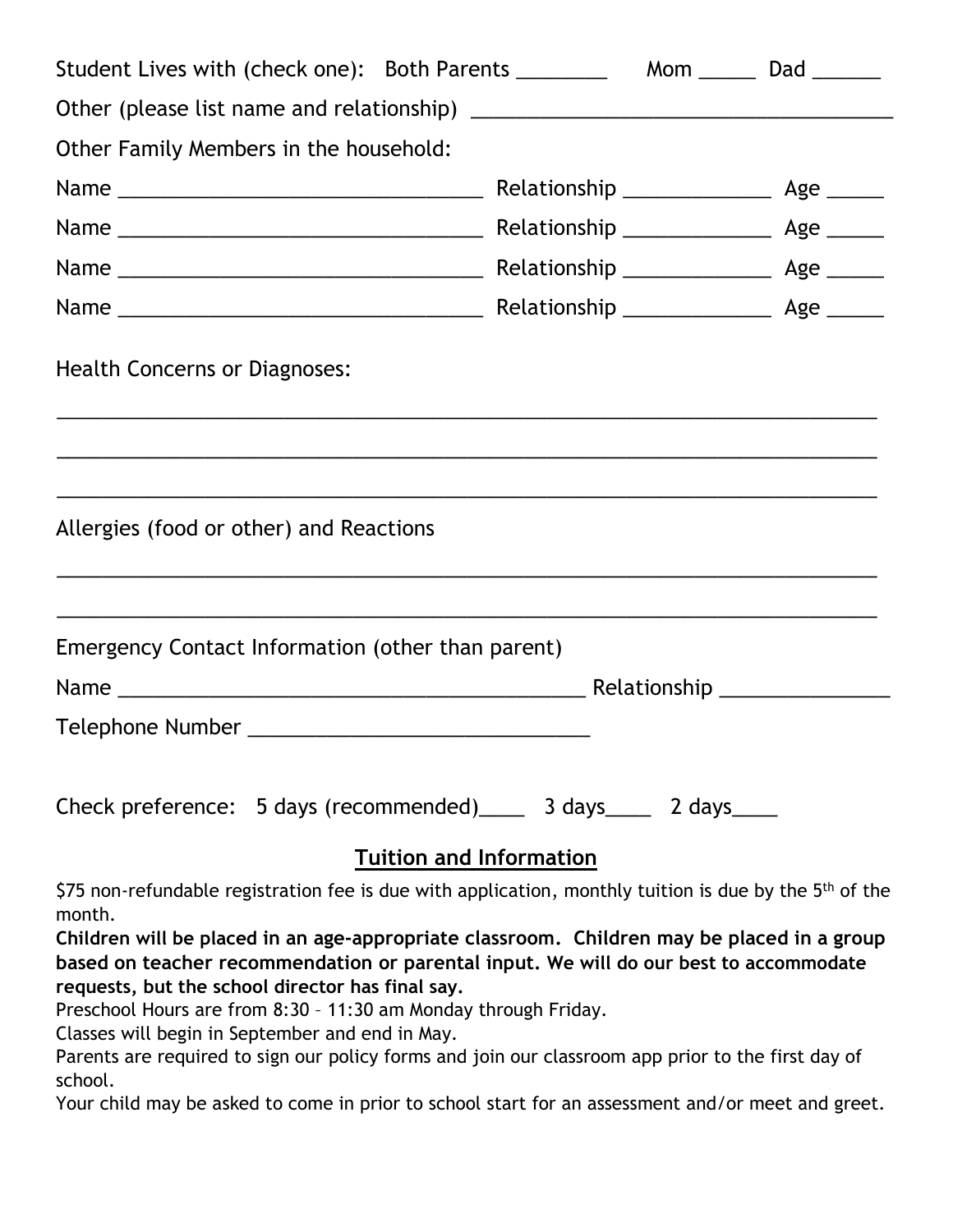Student Lives with (check one): Both Parents ________ Mom _____ Dad ______

Other (please list name and relationship) ____________________________________

Other Family Members in the household:

Name ________________________________ Relationship _____________ Age _____

Name ________________________________ Relationship _____________ Age _____

Name ________________________________ Relationship _____________ Age _____

Name ________________________________ Relationship _____________ Age _____

Health Concerns or Diagnoses:

________________________________________________________________________

________________________________________________________________________

________________________________________________________________________

Allergies (food or other) and Reactions

________________________________________________________________________

________________________________________________________________________

Emergency Contact Information (other than parent)

Name __________________________________________ Relationship _______________

Telephone Number ______________________________

Check preference: 5 days (recommended)____ 3 days____ 2 days____

## Tuition and Information

$75 non-refundable registration fee is due with application, monthly tuition is due by the 5th of the month.

**Children will be placed in an age-appropriate classroom. Children may be placed in a group based on teacher recommendation or parental input. We will do our best to accommodate requests, but the school director has final say.**

Preschool Hours are from 8:30 – 11:30 am Monday through Friday.

Classes will begin in September and end in May.

Parents are required to sign our policy forms and join our classroom app prior to the first day of school.

Your child may be asked to come in prior to school start for an assessment and/or meet and greet.